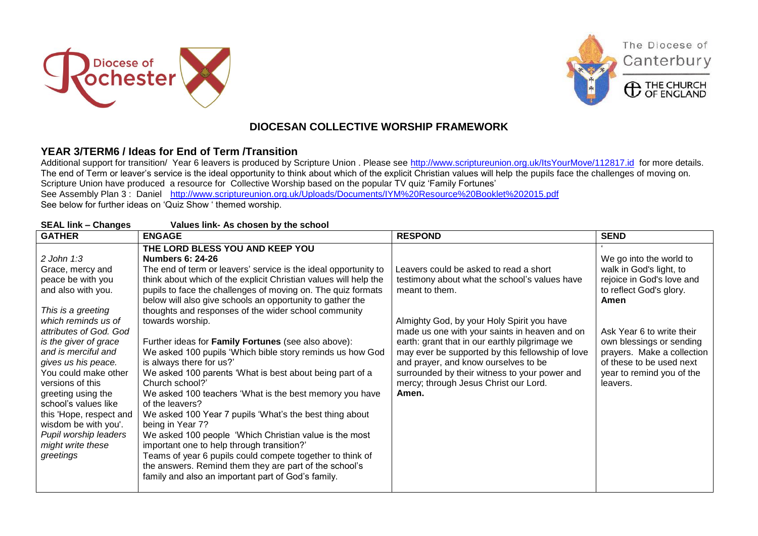# DIOCESAN COLLECTIVE WORSHIP FRAMEWORK

## YEAR 3/TERM6 / Ideas for End of Term /Transition

Additional support for transition/ Year 6 leavers is produced by Scripture Union . Please see http://www.scriptureunion.org.uk/ItsYourMove/112817.id for more details.
The end of Term or leaver's service is the ideal opportunity to think about which of the explicit Christian values will help the pupils face the challenges of moving on.
Scripture Union have produced a resource for Collective Worship based on the popular TV quiz 'Family Fortunes'
See Assembly Plan 3 : Daniel http://www.scriptureunion.org.uk/Uploads/Documents/IYM%20Resource%20Booklet%202015.pdf
See below for further ideas on 'Quiz Show ' themed worship.

**SEAL link – Changes** **Values link- As chosen by the school**

| GATHER | ENGAGE | RESPOND | SEND |
|---|---|---|---|
| *2 John 1:3*<br>Grace, mercy and peace be with you and also with you.<br><br>*This is a greeting which reminds us of attributes of God. God is the giver of grace and is merciful and gives us his peace.*<br>You could make other versions of this greeting using the school's values like this 'Hope, respect and wisdom be with you'.<br>*Pupil worship leaders might write these greetings* | **THE LORD BLESS YOU AND KEEP YOU**<br>**Numbers 6: 24-26**<br>The end of term or leavers' service is the ideal opportunity to think about which of the explicit Christian values will help the pupils to face the challenges of moving on. The quiz formats below will also give schools an opportunity to gather the thoughts and responses of the wider school community towards worship.<br><br>Further ideas for **Family Fortunes** (see also above):<br>We asked 100 pupils 'Which bible story reminds us how God is always there for us?'<br>We asked 100 parents 'What is best about being part of a Church school?'<br>We asked 100 teachers 'What is the best memory you have of the leavers?<br>We asked 100 Year 7 pupils 'What's the best thing about being in Year 7?<br>We asked 100 people 'Which Christian value is the most important one to help through transition?'<br>Teams of year 6 pupils could compete together to think of the answers. Remind them they are part of the school's family and also an important part of God's family. | Leavers could be asked to read a short testimony about what the school's values have meant to them.<br><br>Almighty God, by your Holy Spirit you have made us one with your saints in heaven and on earth: grant that in our earthly pilgrimage we may ever be supported by this fellowship of love and prayer, and know ourselves to be surrounded by their witness to your power and mercy; through Jesus Christ our Lord.<br>**Amen.** | We go into the world to walk in God's light, to rejoice in God's love and to reflect God's glory.<br>**Amen**<br><br>Ask Year 6 to write their own blessings or sending prayers. Make a collection of these to be used next year to remind you of the leavers. |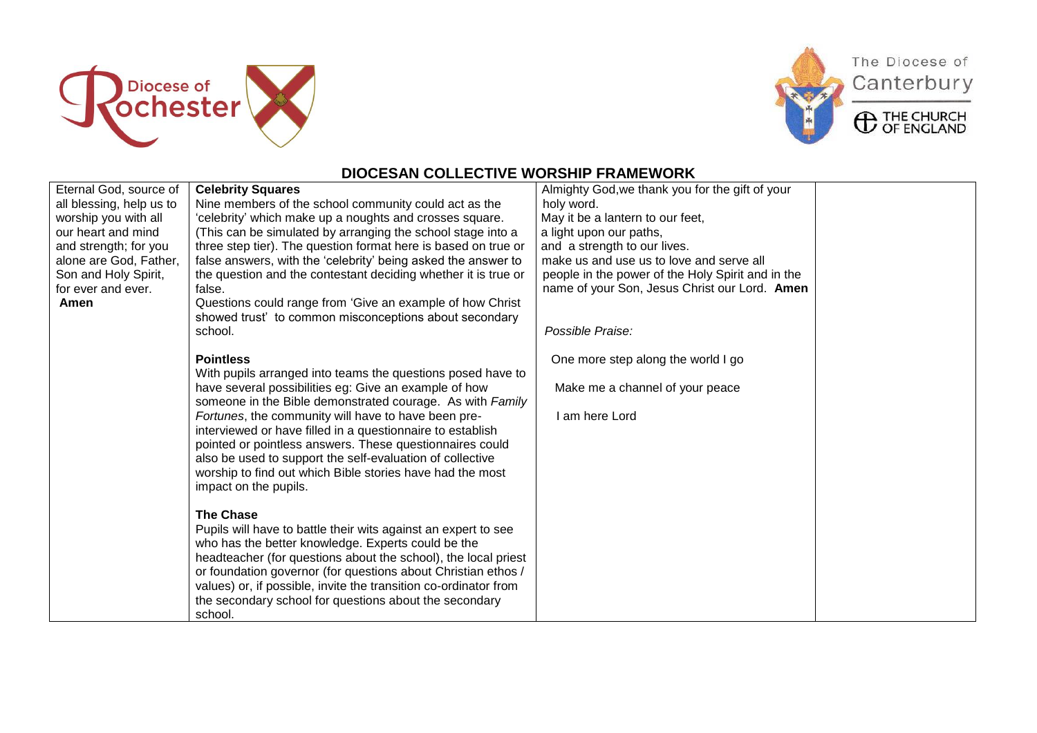## DIOCESAN COLLECTIVE WORSHIP FRAMEWORK

| | | | |
|---|---|---|---|
| Eternal God, source of all blessing, help us to worship you with all our heart and mind and strength; for you alone are God, Father, Son and Holy Spirit, for ever and ever. **Amen** | **Celebrity Squares**<br>Nine members of the school community could act as the 'celebrity' which make up a noughts and crosses square. (This can be simulated by arranging the school stage into a three step tier). The question format here is based on true or false answers, with the 'celebrity' being asked the answer to the question and the contestant deciding whether it is true or false.<br>Questions could range from 'Give an example of how Christ showed trust' to common misconceptions about secondary school.<br><br>**Pointless**<br>With pupils arranged into teams the questions posed have to have several possibilities eg: Give an example of how someone in the Bible demonstrated courage. As with *Family Fortunes*, the community will have to have been pre-interviewed or have filled in a questionnaire to establish pointed or pointless answers. These questionnaires could also be used to support the self-evaluation of collective worship to find out which Bible stories have had the most impact on the pupils.<br><br>**The Chase**<br>Pupils will have to battle their wits against an expert to see who has the better knowledge. Experts could be the headteacher (for questions about the school), the local priest or foundation governor (for questions about Christian ethos / values) or, if possible, invite the transition co-ordinator from the secondary school for questions about the secondary school. | Almighty God,we thank you for the gift of your holy word.<br>May it be a lantern to our feet,<br>a light upon our paths,<br>and a strength to our lives.<br>make us and use us to love and serve all people in the power of the Holy Spirit and in the name of your Son, Jesus Christ our Lord. **Amen**<br><br>*Possible Praise:*<br><br>One more step along the world I go<br><br>Make me a channel of your peace<br><br>I am here Lord | |